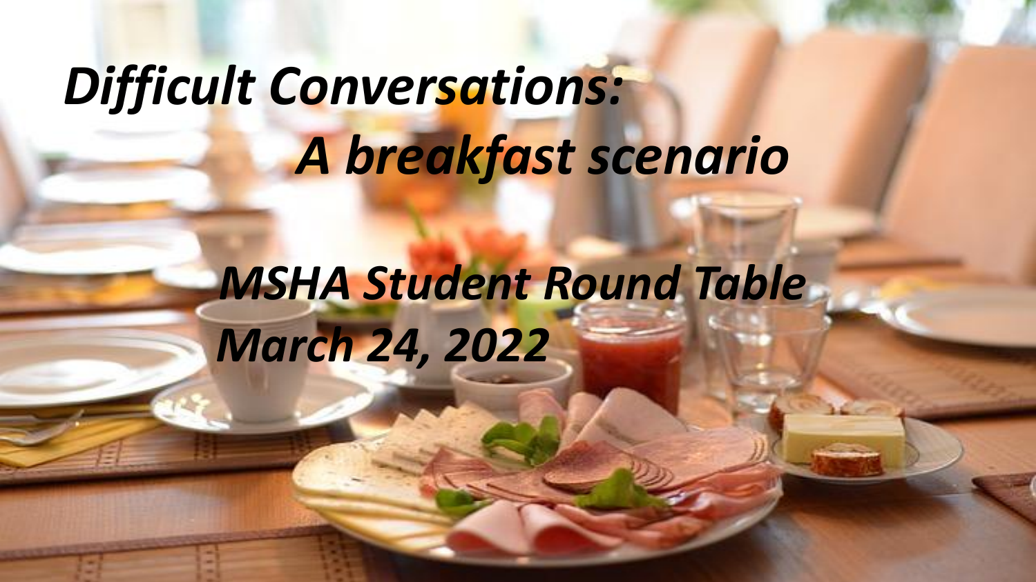# *Difficult Conversations:*
## *A breakfast scenario*

***MSHA Student Round Table***
***March 24, 2022***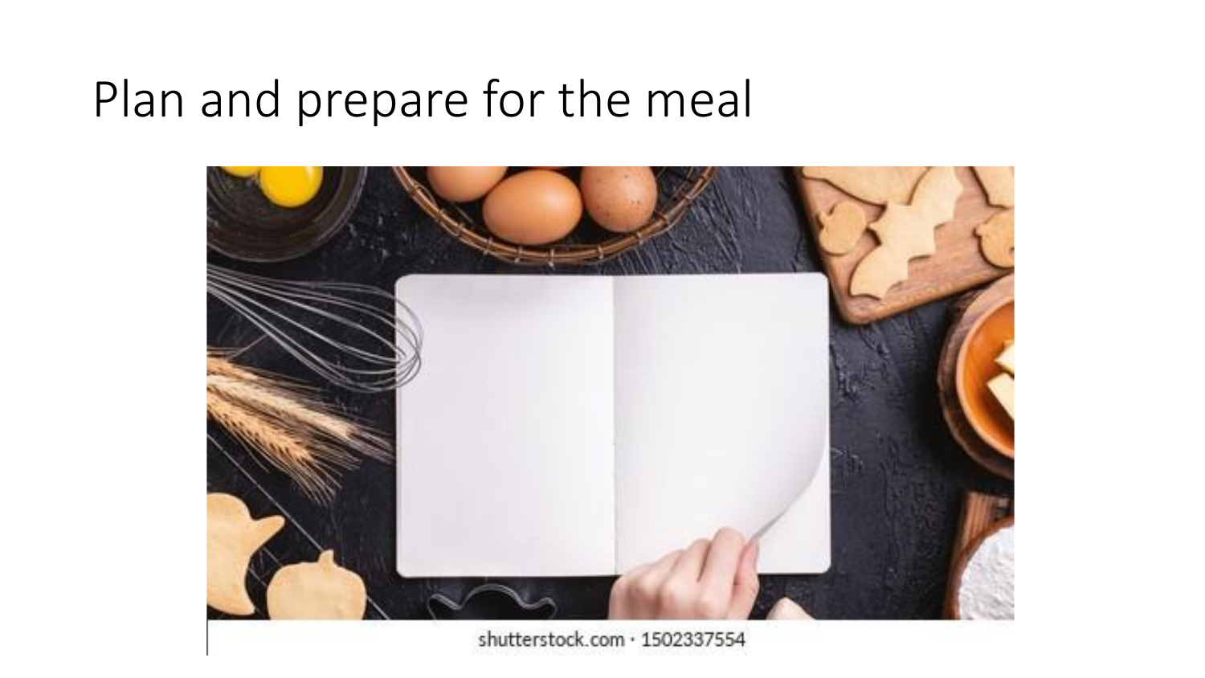# Plan and prepare for the meal

shutterstock.com · 1502337554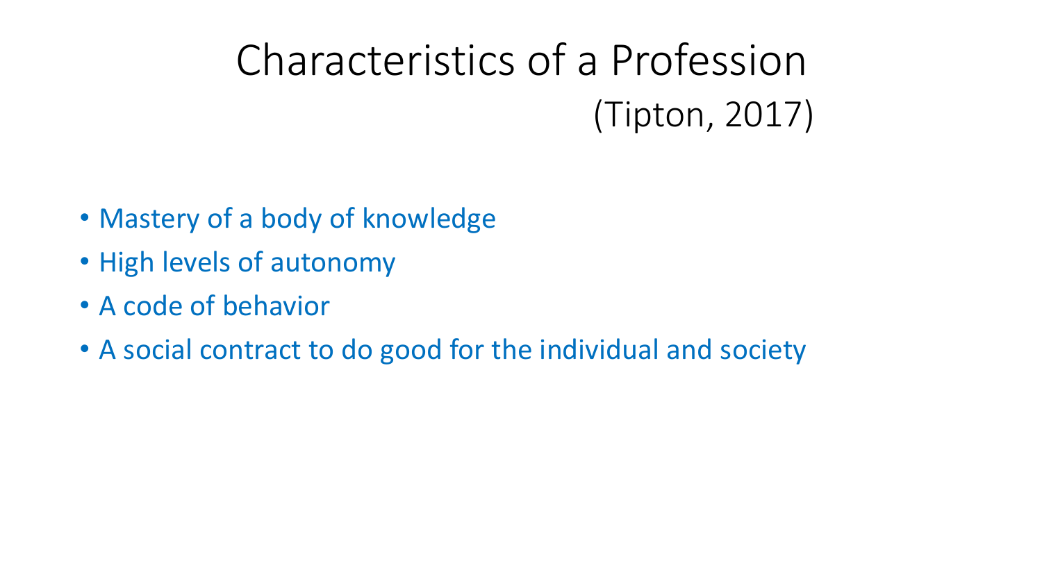# Characteristics of a Profession (Tipton, 2017)

- Mastery of a body of knowledge
- High levels of autonomy
- A code of behavior
- A social contract to do good for the individual and society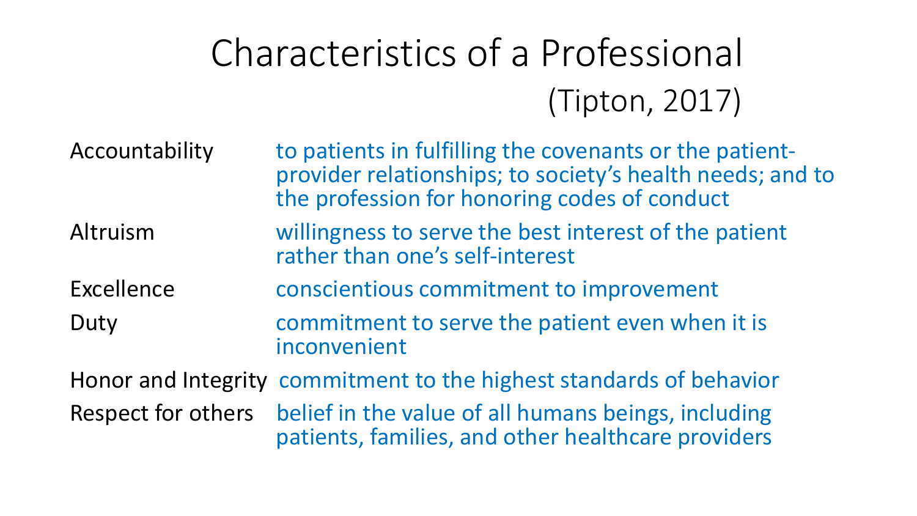# Characteristics of a Professional

(Tipton, 2017)

| | |
|---|---|
| Accountability | to patients in fulfilling the covenants or the patient-provider relationships; to society's health needs; and to the profession for honoring codes of conduct |
| Altruism | willingness to serve the best interest of the patient rather than one's self-interest |
| Excellence | conscientious commitment to improvement |
| Duty | commitment to serve the patient even when it is inconvenient |
| Honor and Integrity | commitment to the highest standards of behavior |
| Respect for others | belief in the value of all humans beings, including patients, families, and other healthcare providers |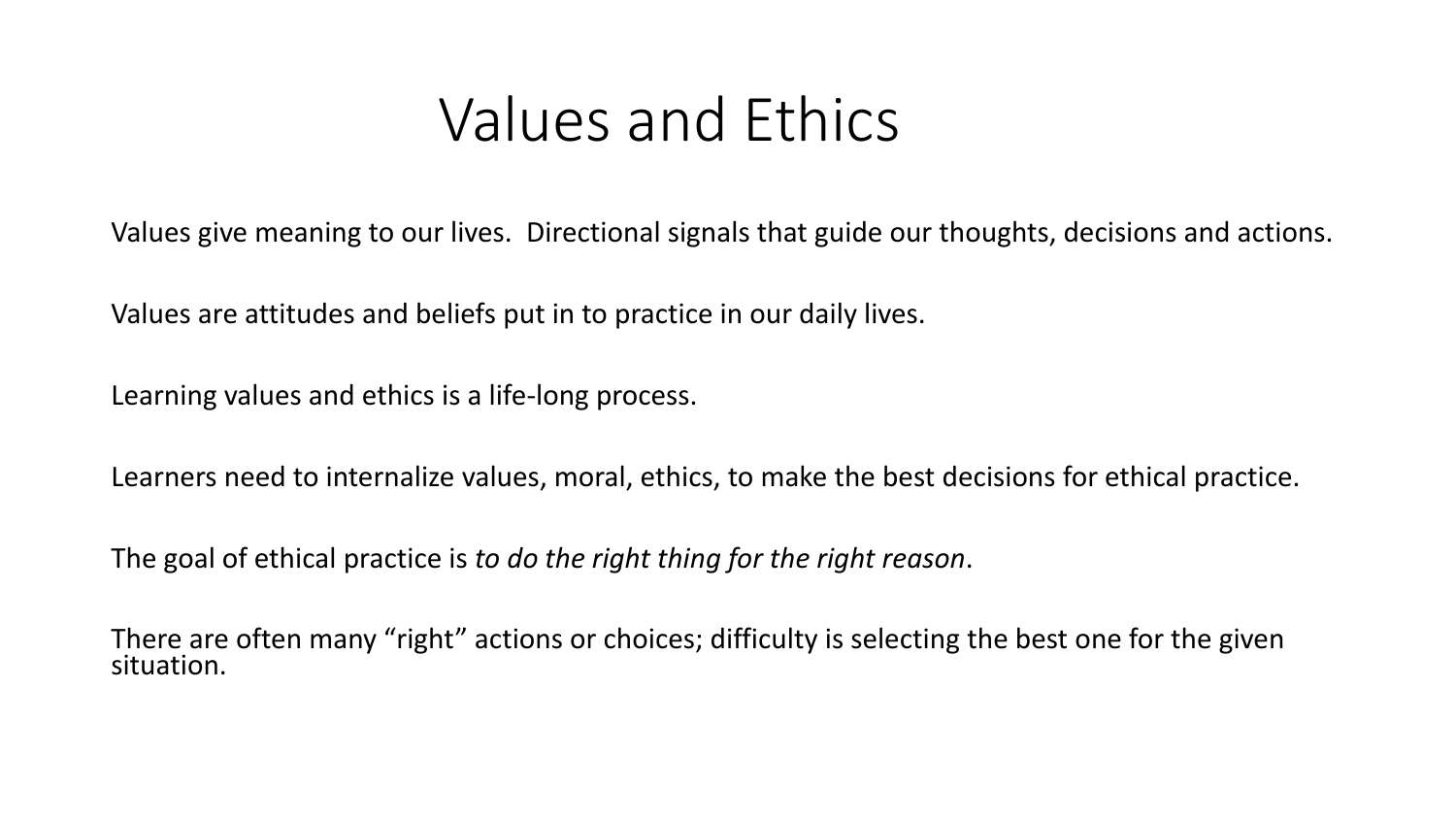# Values and Ethics

Values give meaning to our lives. Directional signals that guide our thoughts, decisions and actions.

Values are attitudes and beliefs put in to practice in our daily lives.

Learning values and ethics is a life-long process.

Learners need to internalize values, moral, ethics, to make the best decisions for ethical practice.

The goal of ethical practice is *to do the right thing for the right reason*.

There are often many “right” actions or choices; difficulty is selecting the best one for the given situation.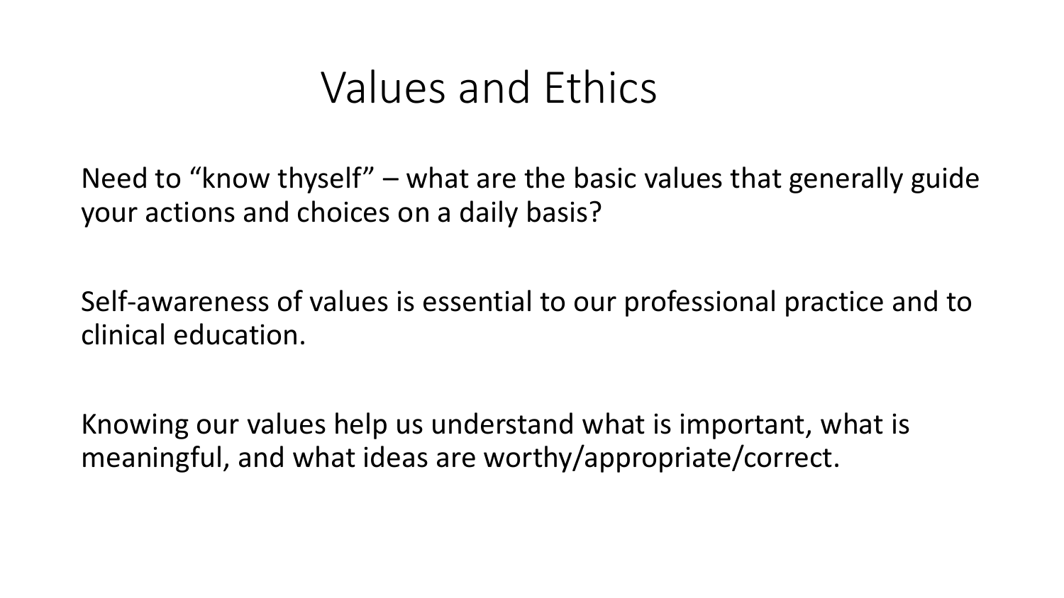# Values and Ethics

Need to “know thyself” – what are the basic values that generally guide your actions and choices on a daily basis?

Self-awareness of values is essential to our professional practice and to clinical education.

Knowing our values help us understand what is important, what is meaningful, and what ideas are worthy/appropriate/correct.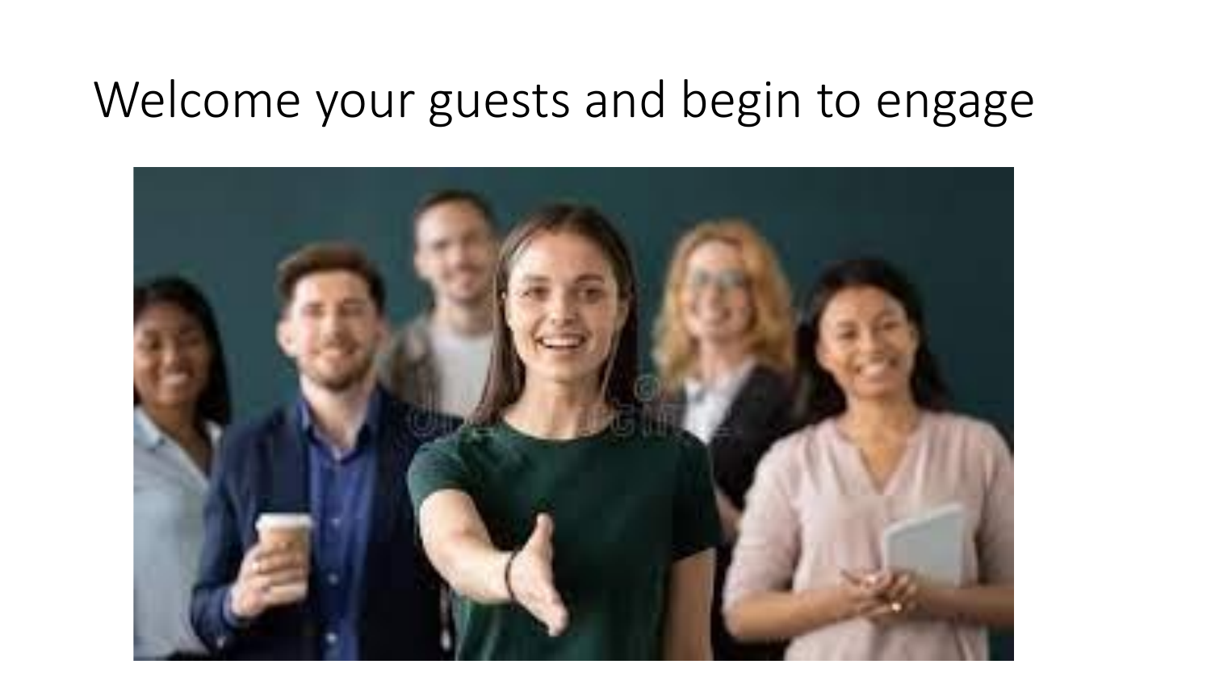# Welcome your guests and begin to engage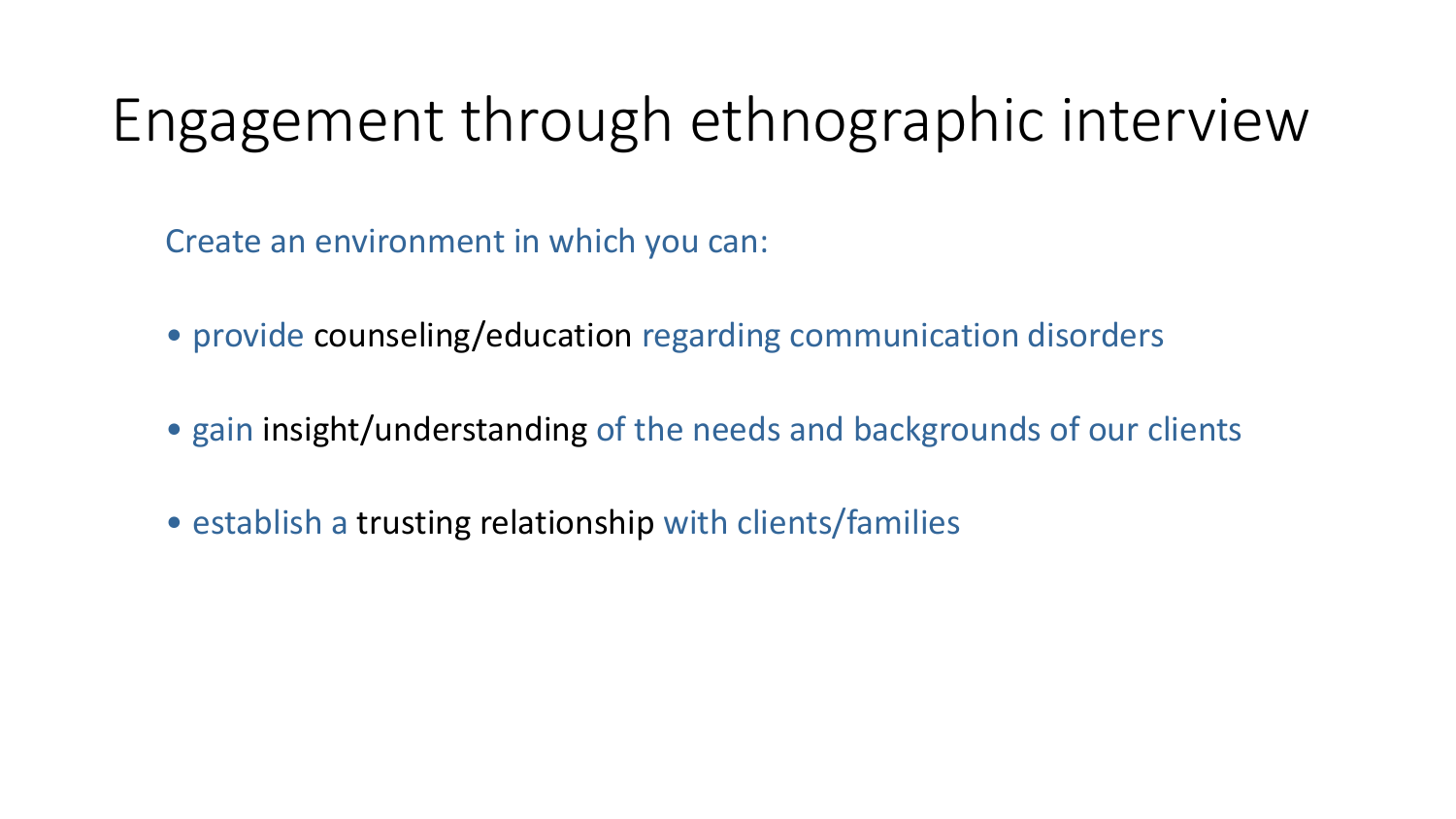# Engagement through ethnographic interview

Create an environment in which you can:

- provide counseling/education regarding communication disorders
- gain insight/understanding of the needs and backgrounds of our clients
- establish a trusting relationship with clients/families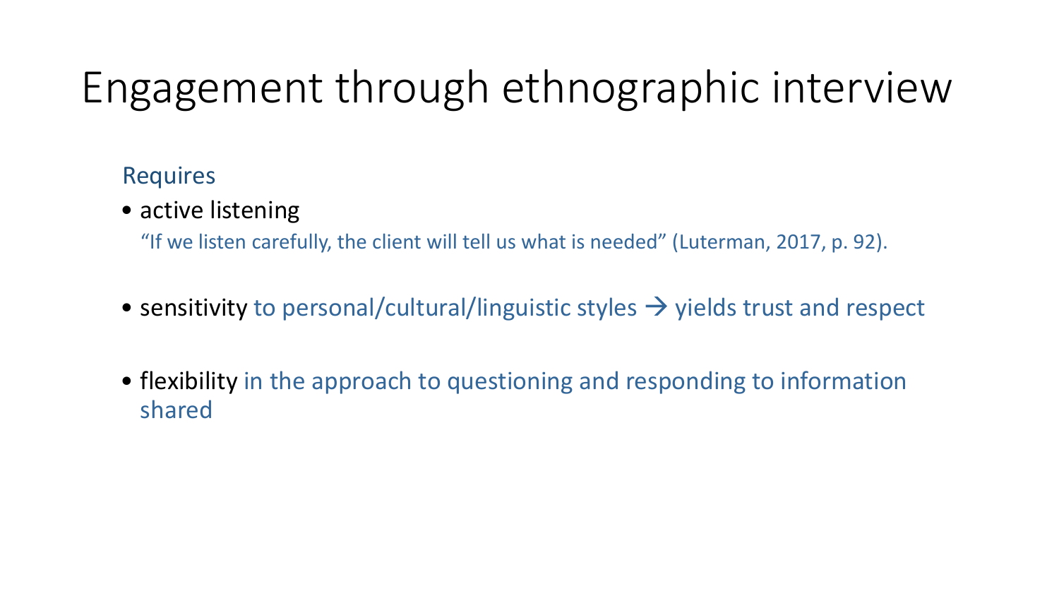# Engagement through ethnographic interview

Requires

- active listening

  "If we listen carefully, the client will tell us what is needed" (Luterman, 2017, p. 92).

- sensitivity to personal/cultural/linguistic styles → yields trust and respect

- flexibility in the approach to questioning and responding to information shared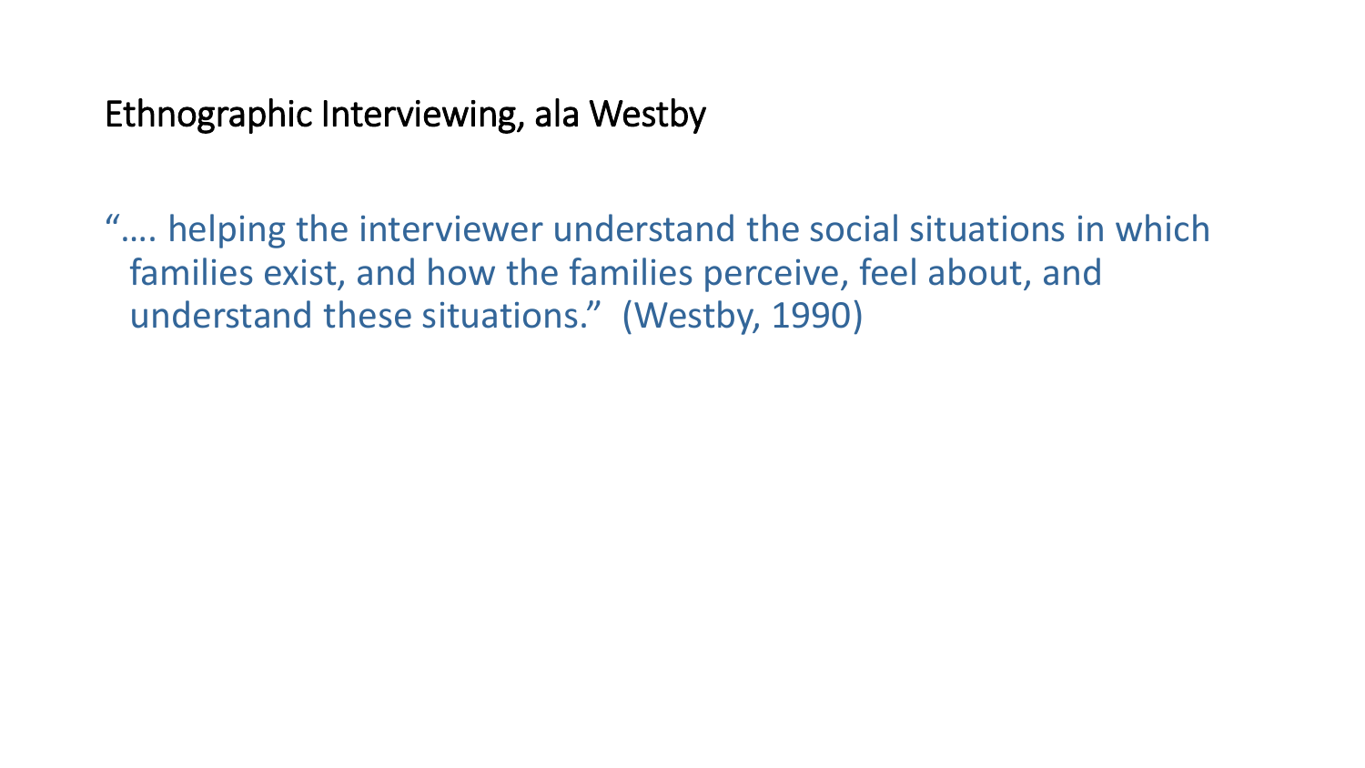# Ethnographic Interviewing, ala Westby

"…. helping the interviewer understand the social situations in which families exist, and how the families perceive, feel about, and understand these situations." (Westby, 1990)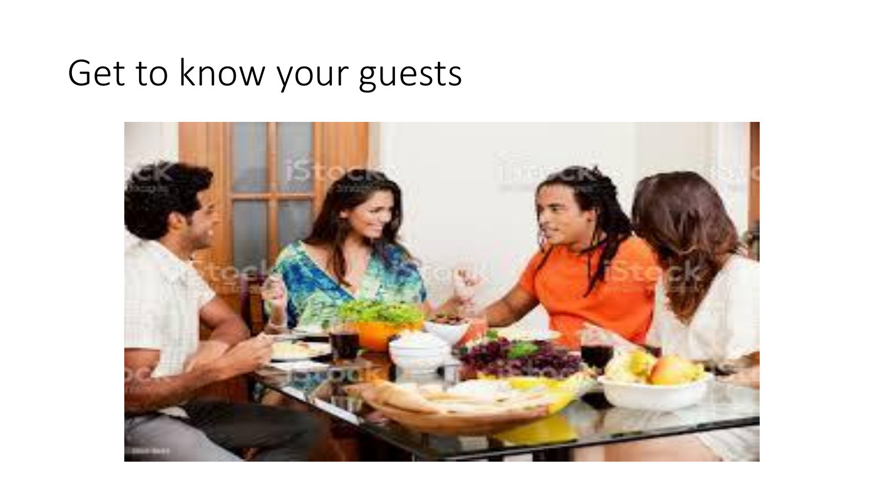# Get to know your guests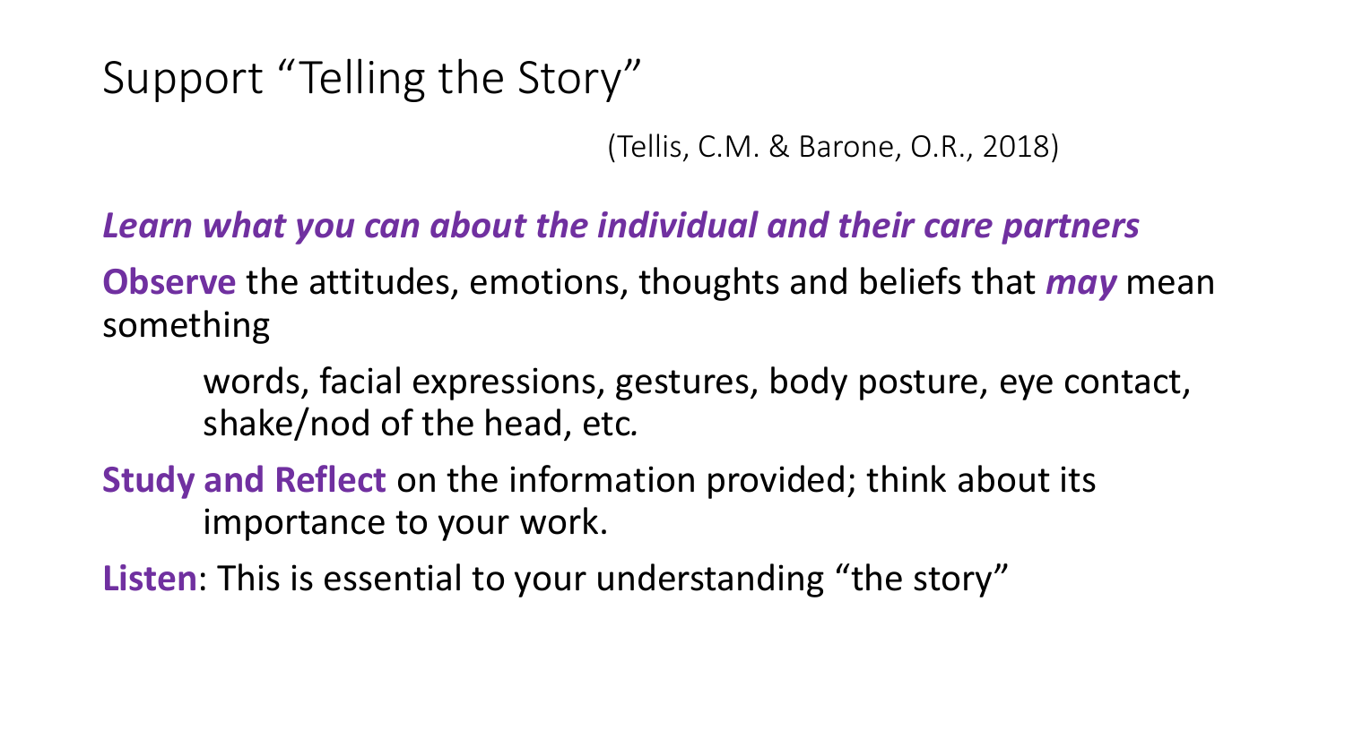# Support "Telling the Story"

(Tellis, C.M. & Barone, O.R., 2018)

***Learn what you can about the individual and their care partners***

**Observe** the attitudes, emotions, thoughts and beliefs that ***may*** mean something

> words, facial expressions, gestures, body posture, eye contact, shake/nod of the head, etc.

**Study and Reflect** on the information provided; think about its importance to your work.

**Listen**: This is essential to your understanding "the story"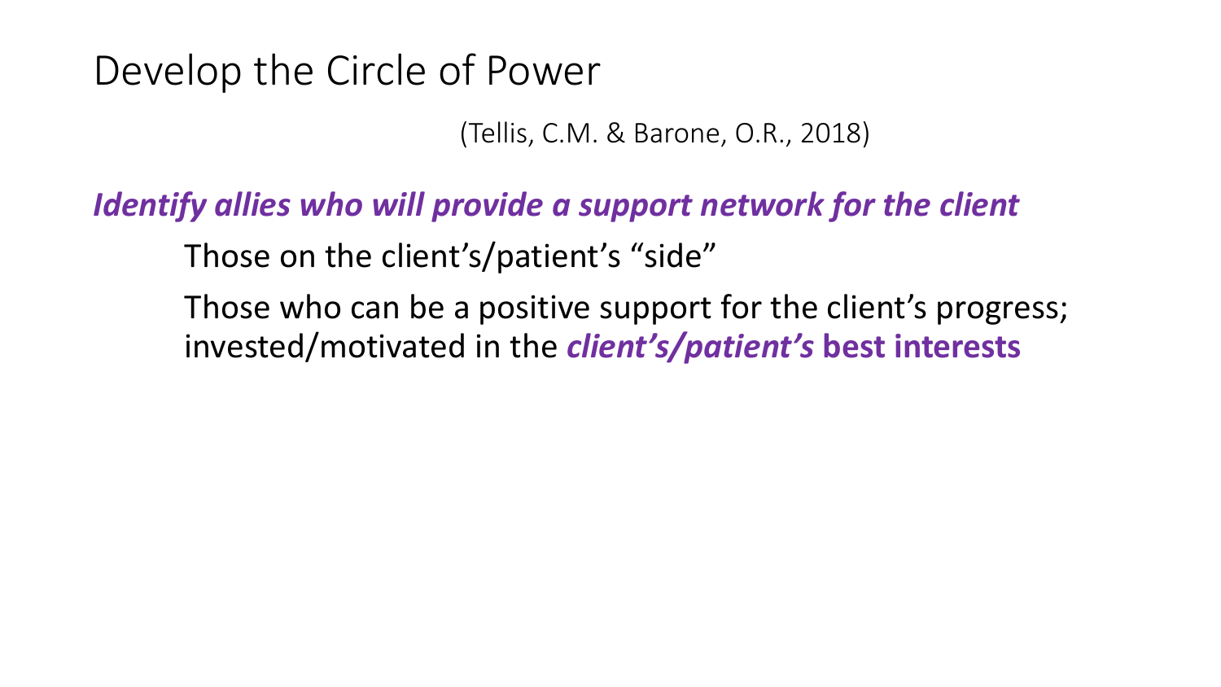# Develop the Circle of Power

(Tellis, C.M. & Barone, O.R., 2018)

***Identify allies who will provide a support network for the client***

Those on the client's/patient's "side"

Those who can be a positive support for the client's progress; invested/motivated in the ***client's/patient's*** **best interests**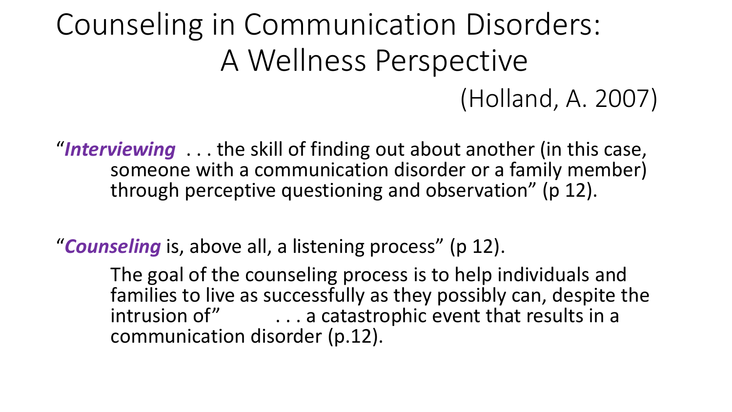# Counseling in Communication Disorders: A Wellness Perspective

(Holland, A. 2007)

"***Interviewing*** . . . the skill of finding out about another (in this case, someone with a communication disorder or a family member) through perceptive questioning and observation" (p 12).

"***Counseling*** is, above all, a listening process" (p 12).

The goal of the counseling process is to help individuals and families to live as successfully as they possibly can, despite the intrusion of" . . . a catastrophic event that results in a communication disorder (p.12).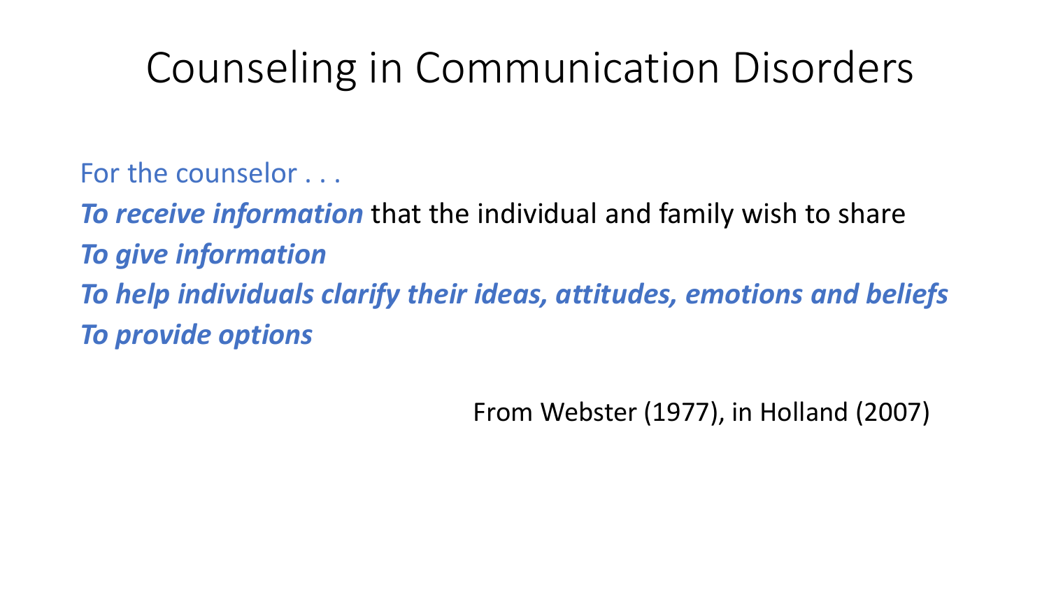# Counseling in Communication Disorders

For the counselor . . .

***To receive information*** that the individual and family wish to share

***To give information***

***To help individuals clarify their ideas, attitudes, emotions and beliefs***

***To provide options***

From Webster (1977), in Holland (2007)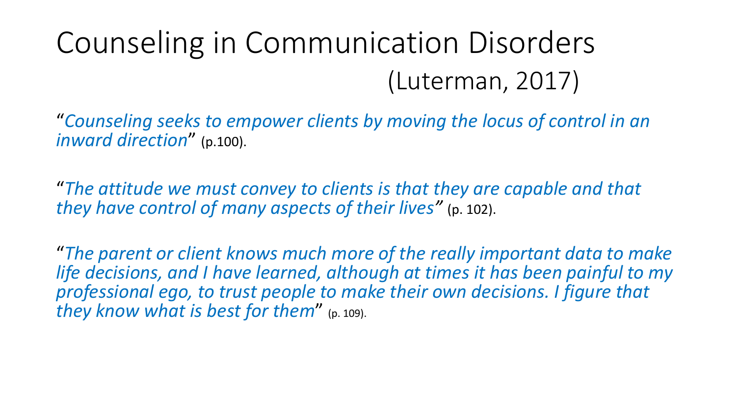# Counseling in Communication Disorders (Luterman, 2017)

"*Counseling seeks to empower clients by moving the locus of control in an inward direction*" (p.100).

"*The attitude we must convey to clients is that they are capable and that they have control of many aspects of their lives"* (p. 102).

"*The parent or client knows much more of the really important data to make life decisions, and I have learned, although at times it has been painful to my professional ego, to trust people to make their own decisions. I figure that they know what is best for them*" (p. 109).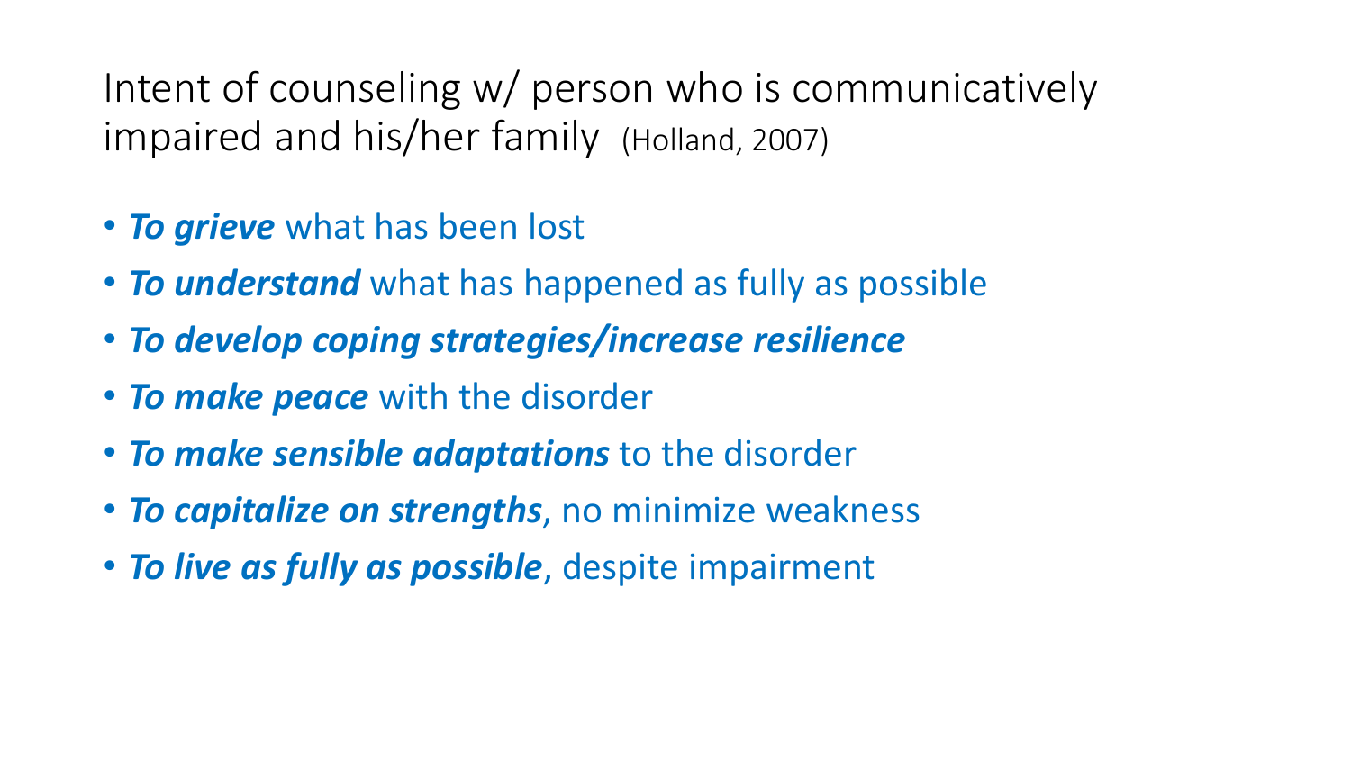# Intent of counseling w/ person who is communicatively impaired and his/her family (Holland, 2007)

- ***To grieve*** what has been lost
- ***To understand*** what has happened as fully as possible
- ***To develop coping strategies/increase resilience***
- ***To make peace*** with the disorder
- ***To make sensible adaptations*** to the disorder
- ***To capitalize on strengths***, no minimize weakness
- ***To live as fully as possible***, despite impairment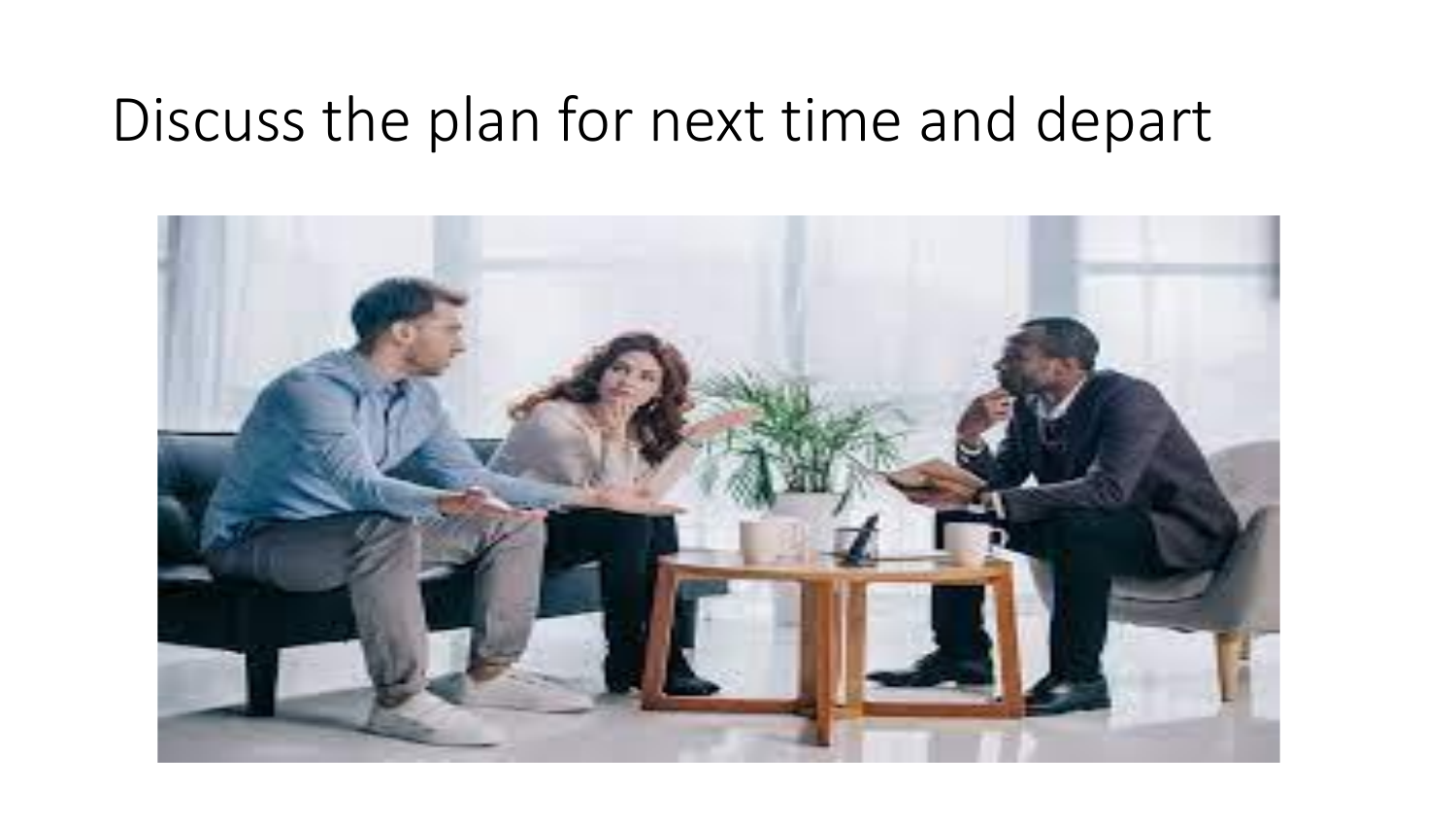# Discuss the plan for next time and depart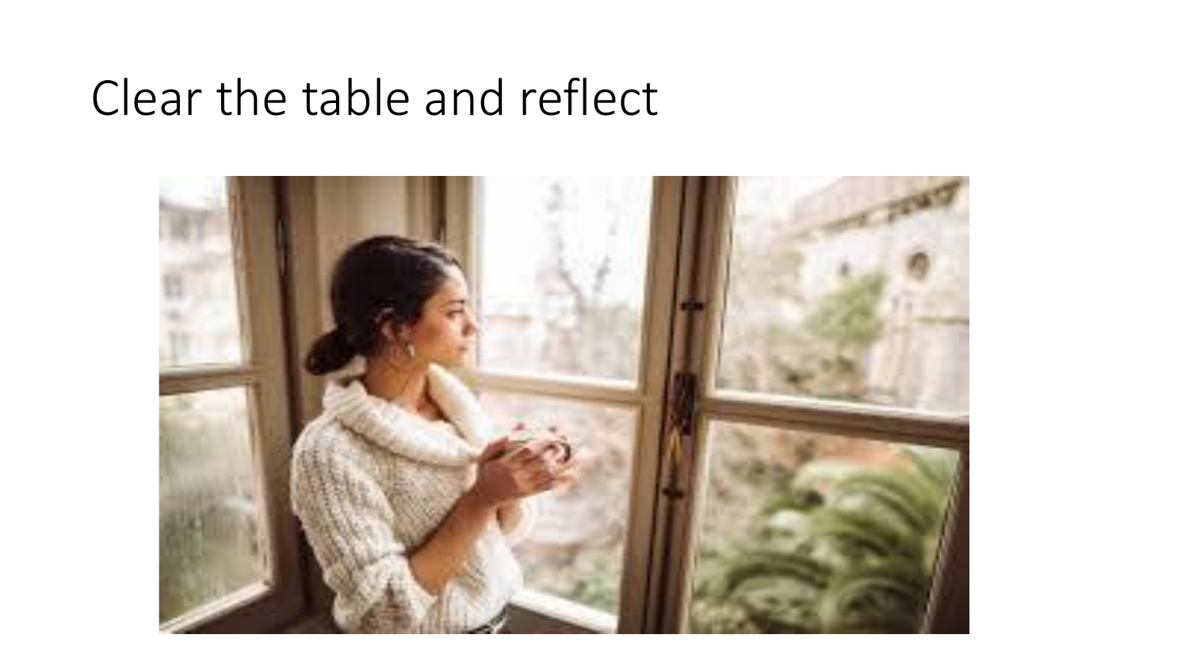# Clear the table and reflect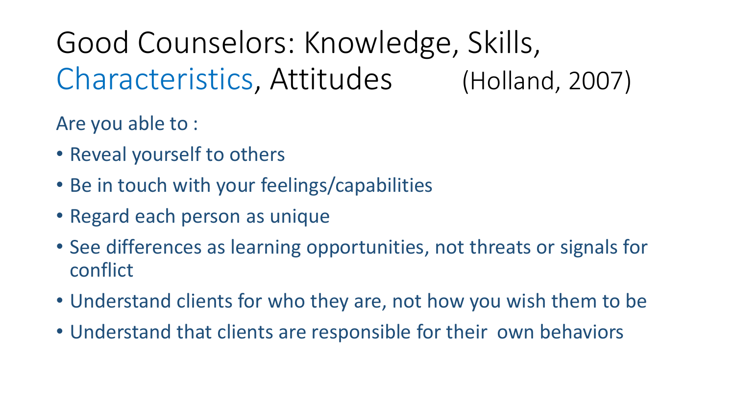# Good Counselors: Knowledge, Skills, Characteristics, Attitudes (Holland, 2007)

Are you able to :

- Reveal yourself to others
- Be in touch with your feelings/capabilities
- Regard each person as unique
- See differences as learning opportunities, not threats or signals for conflict
- Understand clients for who they are, not how you wish them to be
- Understand that clients are responsible for their own behaviors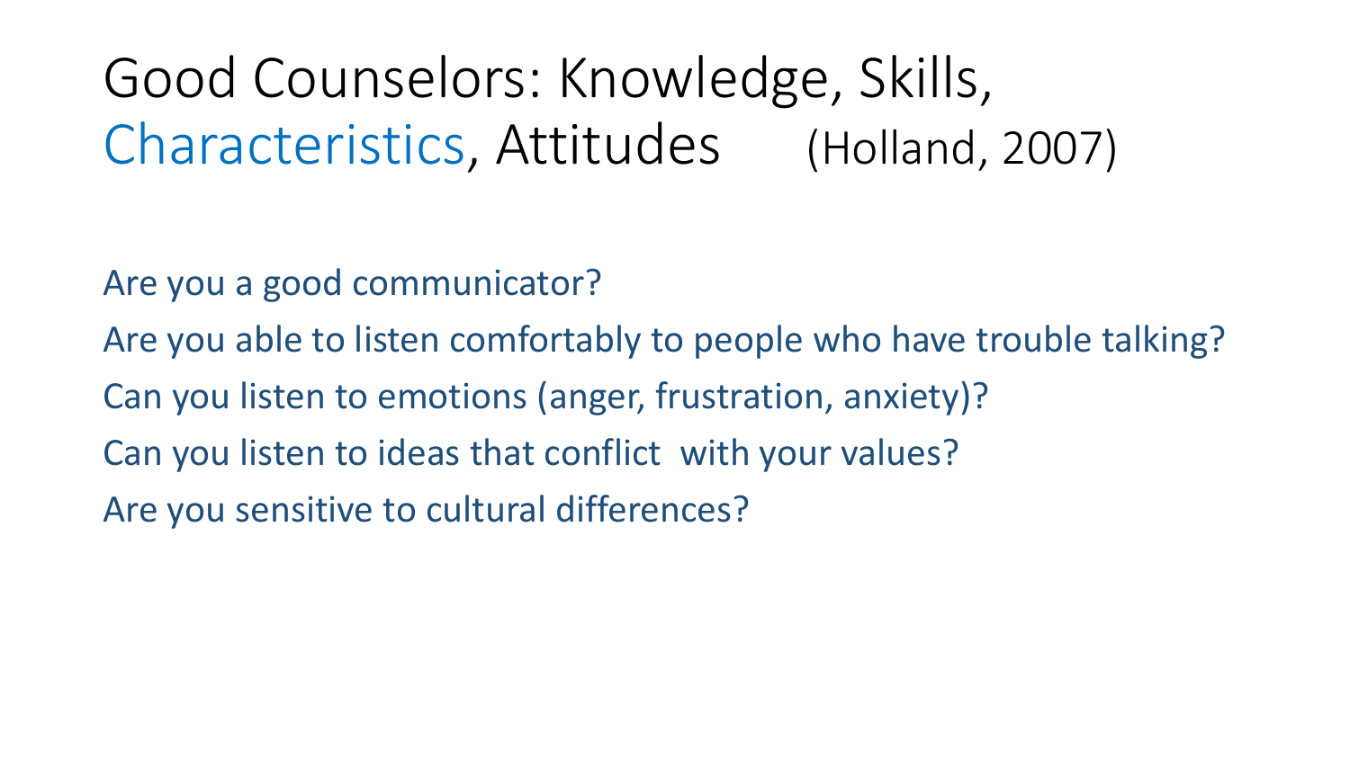# Good Counselors: Knowledge, Skills, Characteristics, Attitudes (Holland, 2007)

Are you a good communicator?

Are you able to listen comfortably to people who have trouble talking?

Can you listen to emotions (anger, frustration, anxiety)?

Can you listen to ideas that conflict with your values?

Are you sensitive to cultural differences?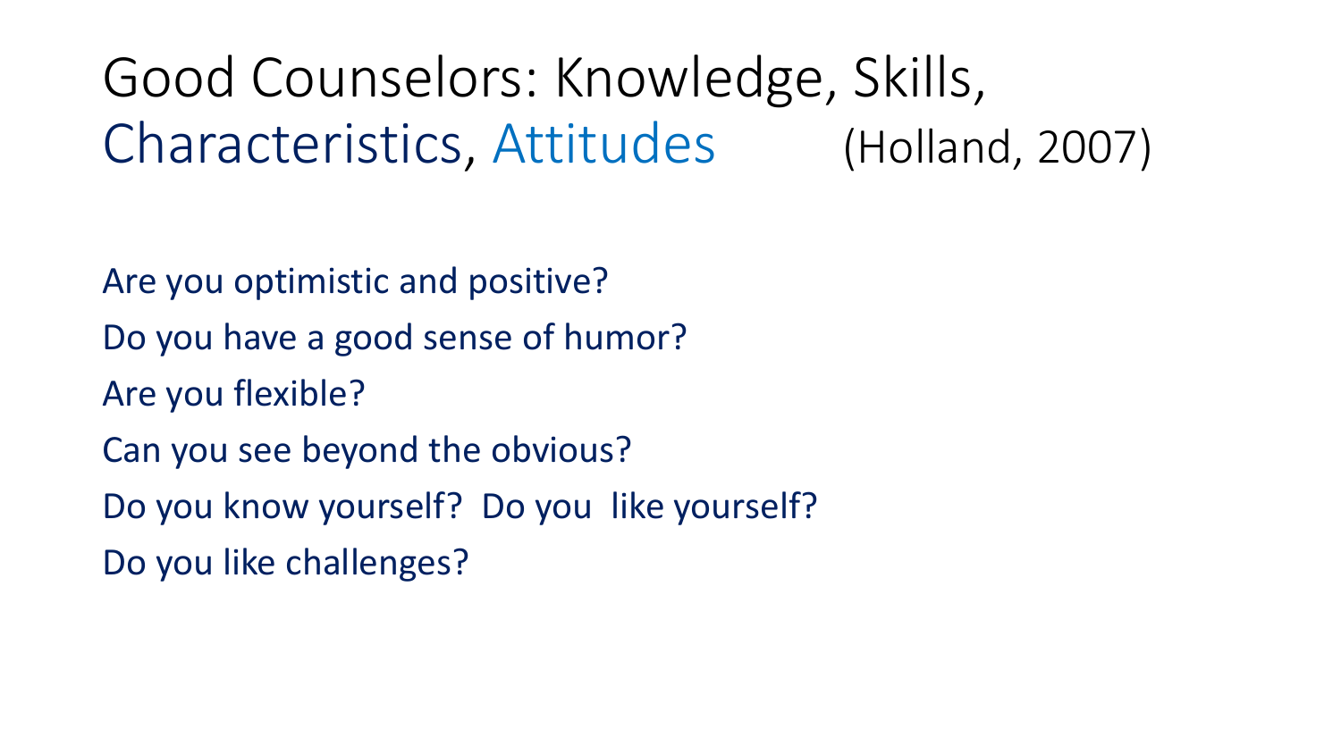# Good Counselors: Knowledge, Skills, Characteristics, Attitudes (Holland, 2007)

Are you optimistic and positive?

Do you have a good sense of humor?

Are you flexible?

Can you see beyond the obvious?

Do you know yourself? Do you like yourself?

Do you like challenges?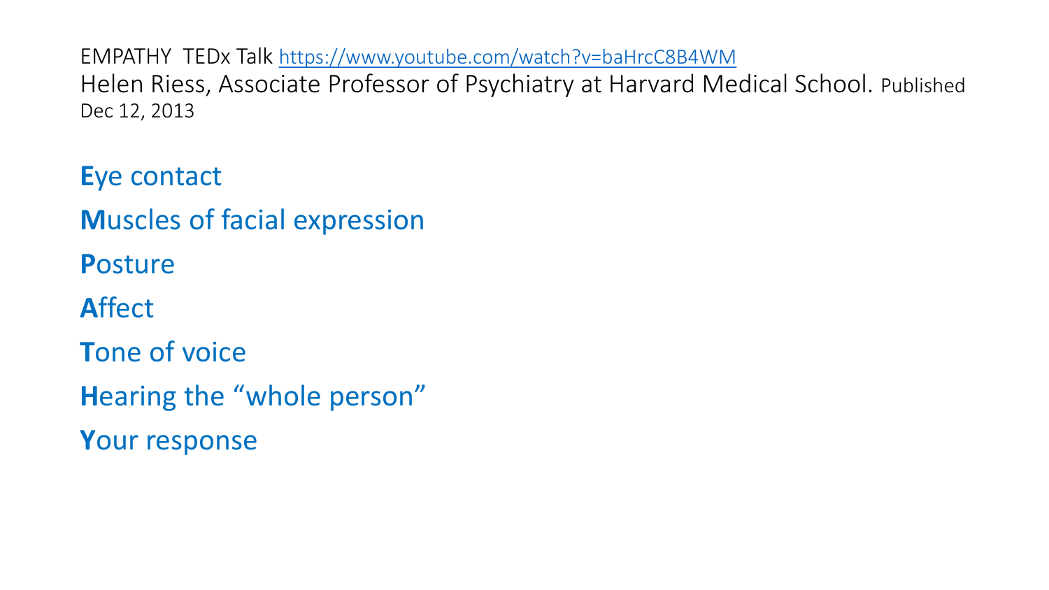EMPATHY TEDx Talk https://www.youtube.com/watch?v=baHrcC8B4WM
Helen Riess, Associate Professor of Psychiatry at Harvard Medical School. Published Dec 12, 2013

**E**ye contact

**M**uscles of facial expression

**P**osture

**A**ffect

**T**one of voice

**H**earing the "whole person"

**Y**our response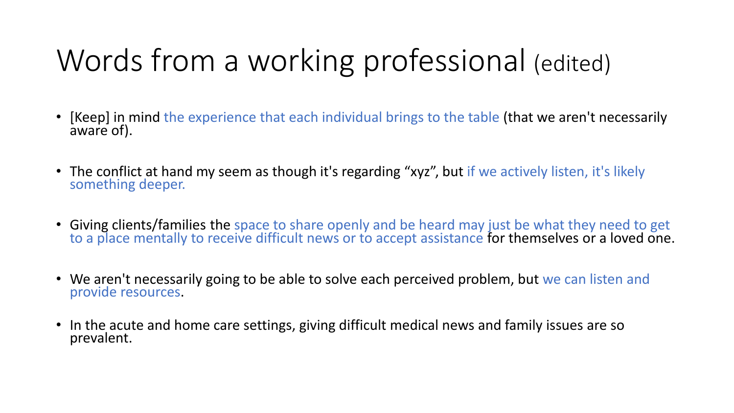# Words from a working professional (edited)

- [Keep] in mind the experience that each individual brings to the table (that we aren't necessarily aware of).
- The conflict at hand my seem as though it's regarding "xyz", but if we actively listen, it's likely something deeper.
- Giving clients/families the space to share openly and be heard may just be what they need to get to a place mentally to receive difficult news or to accept assistance for themselves or a loved one.
- We aren't necessarily going to be able to solve each perceived problem, but we can listen and provide resources.
- In the acute and home care settings, giving difficult medical news and family issues are so prevalent.